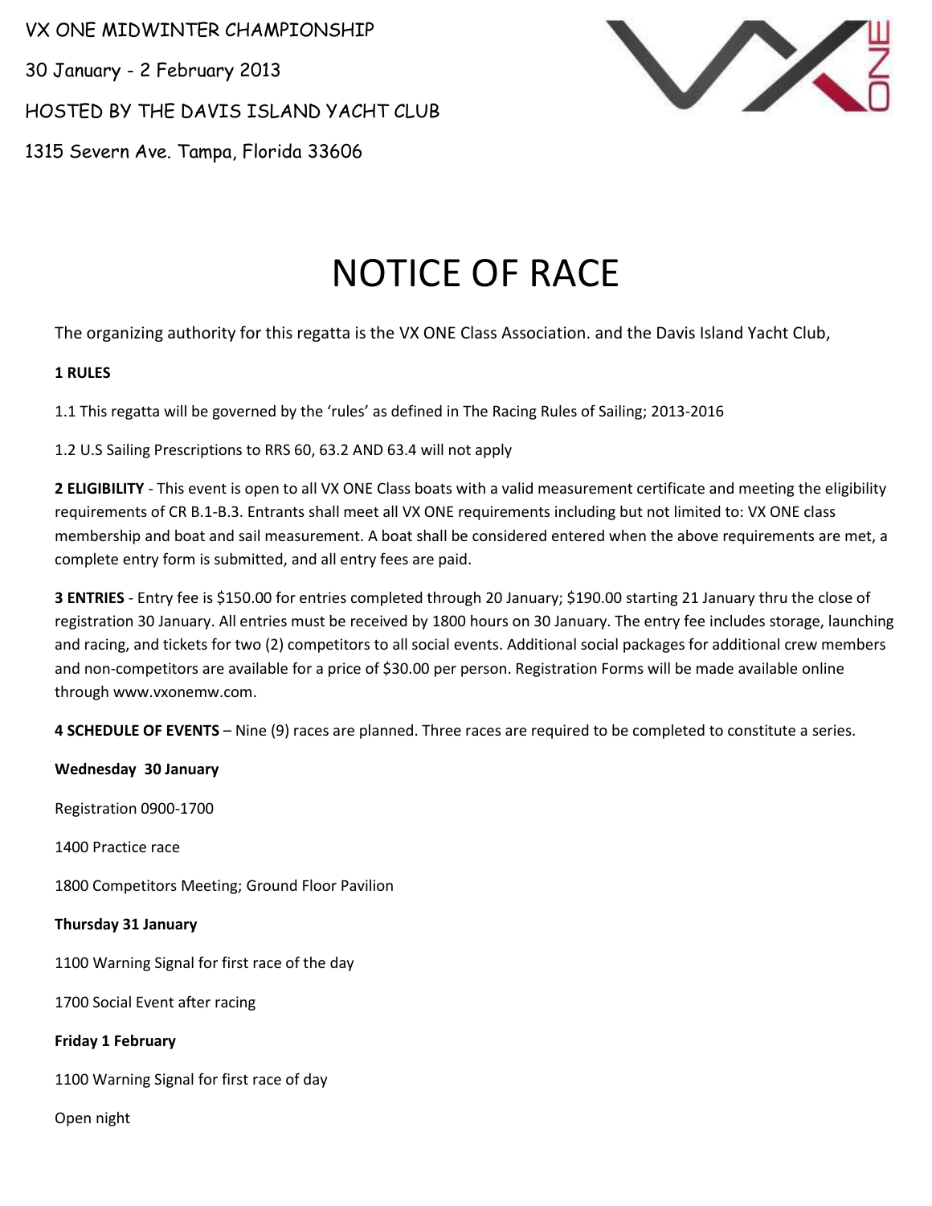VX ONE MIDWINTER CHAMPIONSHIP

30 January - 2 February 2013

HOSTED BY THE DAVIS ISLAND YACHT CLUB

1315 Severn Ave. Tampa, Florida 33606

# NOTICE OF RACE

The organizing authority for this regatta is the VX ONE Class Association. and the Davis Island Yacht Club,

**1 RULES**

1.1 This regatta will be governed by the 'rules' as defined in The Racing Rules of Sailing; 2013-2016

1.2 U.S Sailing Prescriptions to RRS 60, 63.2 AND 63.4 will not apply

**2 ELIGIBILITY** - This event is open to all VX ONE Class boats with a valid measurement certificate and meeting the eligibility requirements of CR B.1-B.3. Entrants shall meet all VX ONE requirements including but not limited to: VX ONE class membership and boat and sail measurement. A boat shall be considered entered when the above requirements are met, a complete entry form is submitted, and all entry fees are paid.

**3 ENTRIES** - Entry fee is $150.00 for entries completed through 20 January; $190.00 starting 21 January thru the close of registration 30 January. All entries must be received by 1800 hours on 30 January. The entry fee includes storage, launching and racing, and tickets for two (2) competitors to all social events. Additional social packages for additional crew members and non-competitors are available for a price of $30.00 per person. Registration Forms will be made available online through www.vxonemw.com.

**4 SCHEDULE OF EVENTS** – Nine (9) races are planned. Three races are required to be completed to constitute a series.

**Wednesday 30 January**

Registration 0900-1700

1400 Practice race

1800 Competitors Meeting; Ground Floor Pavilion

**Thursday 31 January**

1100 Warning Signal for first race of the day

1700 Social Event after racing

**Friday 1 February**

1100 Warning Signal for first race of day

Open night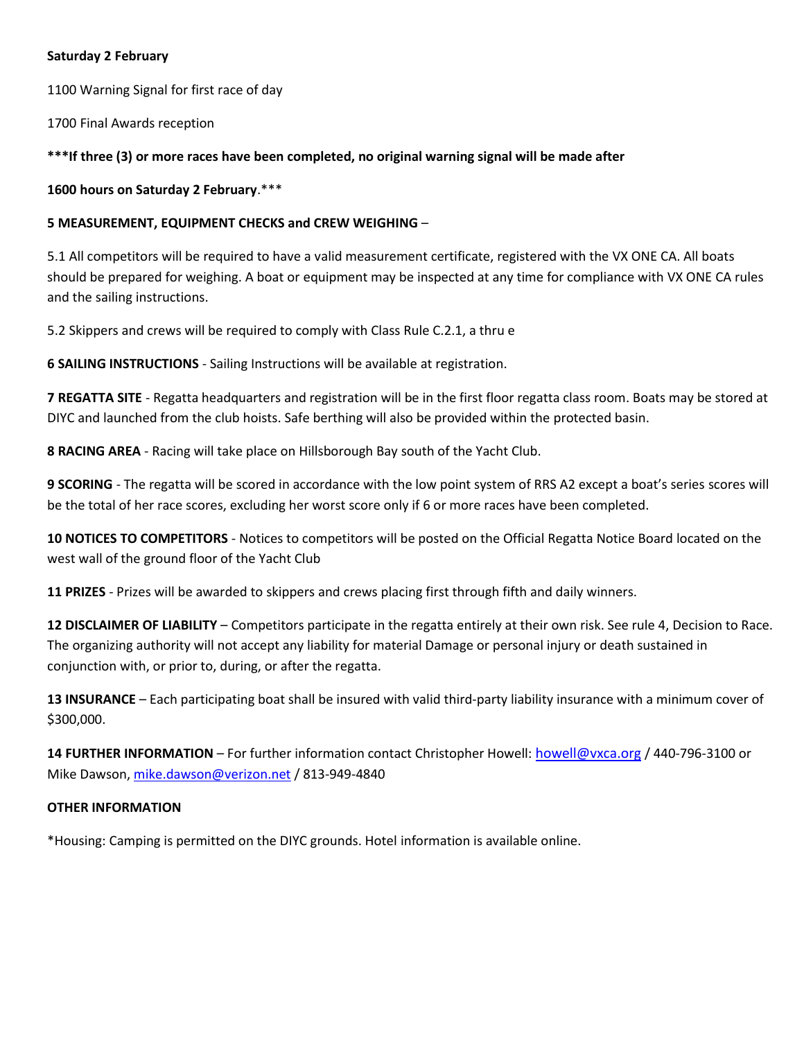**Saturday 2 February**

1100 Warning Signal for first race of day

1700 Final Awards reception

**\*\*\*If three (3) or more races have been completed, no original warning signal will be made after**

**1600 hours on Saturday 2 February**.\*\*\*

**5 MEASUREMENT, EQUIPMENT CHECKS and CREW WEIGHING** –

5.1 All competitors will be required to have a valid measurement certificate, registered with the VX ONE CA. All boats should be prepared for weighing. A boat or equipment may be inspected at any time for compliance with VX ONE CA rules and the sailing instructions.

5.2 Skippers and crews will be required to comply with Class Rule C.2.1, a thru e

**6 SAILING INSTRUCTIONS** - Sailing Instructions will be available at registration.

**7 REGATTA SITE** - Regatta headquarters and registration will be in the first floor regatta class room. Boats may be stored at DIYC and launched from the club hoists. Safe berthing will also be provided within the protected basin.

**8 RACING AREA** - Racing will take place on Hillsborough Bay south of the Yacht Club.

**9 SCORING** - The regatta will be scored in accordance with the low point system of RRS A2 except a boat's series scores will be the total of her race scores, excluding her worst score only if 6 or more races have been completed.

**10 NOTICES TO COMPETITORS** - Notices to competitors will be posted on the Official Regatta Notice Board located on the west wall of the ground floor of the Yacht Club

**11 PRIZES** - Prizes will be awarded to skippers and crews placing first through fifth and daily winners.

**12 DISCLAIMER OF LIABILITY** – Competitors participate in the regatta entirely at their own risk. See rule 4, Decision to Race. The organizing authority will not accept any liability for material Damage or personal injury or death sustained in conjunction with, or prior to, during, or after the regatta.

**13 INSURANCE** – Each participating boat shall be insured with valid third-party liability insurance with a minimum cover of $300,000.

**14 FURTHER INFORMATION** – For further information contact Christopher Howell: howell@vxca.org / 440-796-3100 or Mike Dawson, mike.dawson@verizon.net / 813-949-4840

**OTHER INFORMATION**

*Housing: Camping is permitted on the DIYC grounds. Hotel information is available online.